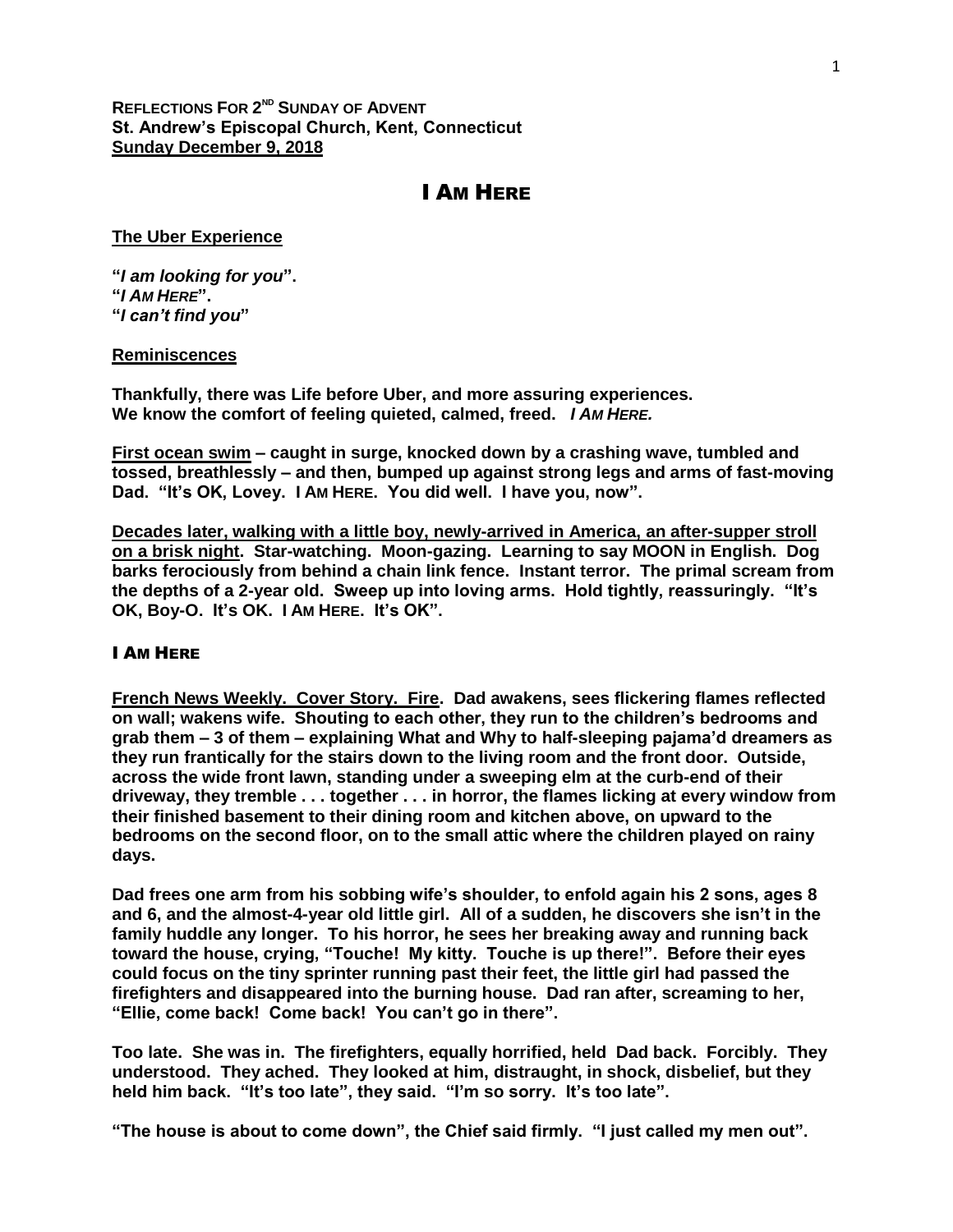**REFLECTIONS FOR 2ND SUNDAY OF ADVENT**
**St. Andrew's Episcopal Church, Kent, Connecticut**
**Sunday December 9, 2018**

# I AM HERE

**The Uber Experience**

**"*I am looking for you*".**
**"*I AM HERE*".**
**"*I can't find you*"**

**Reminiscences**

**Thankfully, there was Life before Uber, and more assuring experiences. We know the comfort of feeling quieted, calmed, freed.** ***I AM HERE.***

**First ocean swim – caught in surge, knocked down by a crashing wave, tumbled and tossed, breathlessly – and then, bumped up against strong legs and arms of fast-moving Dad. "It's OK, Lovey. I AM HERE. You did well. I have you, now".**

**Decades later, walking with a little boy, newly-arrived in America, an after-supper stroll on a brisk night. Star-watching. Moon-gazing. Learning to say MOON in English. Dog barks ferociously from behind a chain link fence. Instant terror. The primal scream from the depths of a 2-year old. Sweep up into loving arms. Hold tightly, reassuringly. "It's OK, Boy-O. It's OK. I AM HERE. It's OK".**

## I AM HERE

**French News Weekly. Cover Story. Fire. Dad awakens, sees flickering flames reflected on wall; wakens wife. Shouting to each other, they run to the children's bedrooms and grab them – 3 of them – explaining What and Why to half-sleeping pajama'd dreamers as they run frantically for the stairs down to the living room and the front door. Outside, across the wide front lawn, standing under a sweeping elm at the curb-end of their driveway, they tremble . . . together . . . in horror, the flames licking at every window from their finished basement to their dining room and kitchen above, on upward to the bedrooms on the second floor, on to the small attic where the children played on rainy days.**

**Dad frees one arm from his sobbing wife's shoulder, to enfold again his 2 sons, ages 8 and 6, and the almost-4-year old little girl. All of a sudden, he discovers she isn't in the family huddle any longer. To his horror, he sees her breaking away and running back toward the house, crying, "Touche! My kitty. Touche is up there!". Before their eyes could focus on the tiny sprinter running past their feet, the little girl had passed the firefighters and disappeared into the burning house. Dad ran after, screaming to her, "Ellie, come back! Come back! You can't go in there".**

**Too late. She was in. The firefighters, equally horrified, held Dad back. Forcibly. They understood. They ached. They looked at him, distraught, in shock, disbelief, but they held him back. "It's too late", they said. "I'm so sorry. It's too late".**

**"The house is about to come down", the Chief said firmly. "I just called my men out".**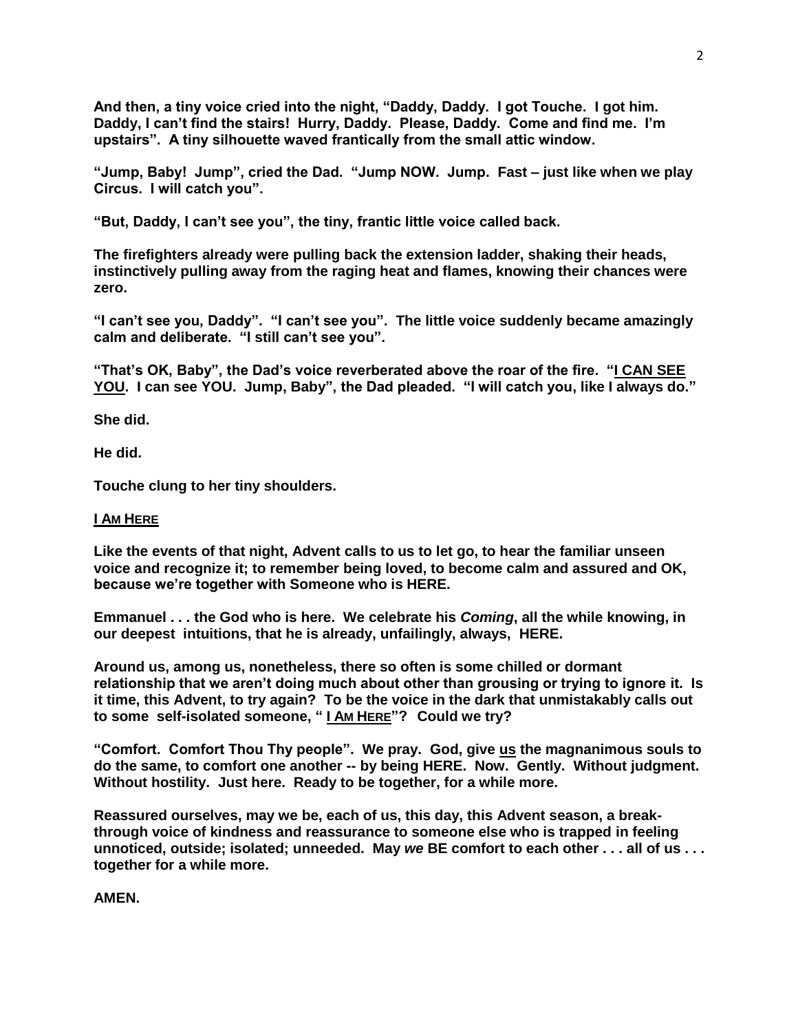**And then, a tiny voice cried into the night, "Daddy, Daddy. I got Touche. I got him. Daddy, I can't find the stairs! Hurry, Daddy. Please, Daddy. Come and find me. I'm upstairs". A tiny silhouette waved frantically from the small attic window.**

**"Jump, Baby! Jump", cried the Dad. "Jump NOW. Jump. Fast – just like when we play Circus. I will catch you".**

**"But, Daddy, I can't see you", the tiny, frantic little voice called back.**

**The firefighters already were pulling back the extension ladder, shaking their heads, instinctively pulling away from the raging heat and flames, knowing their chances were zero.**

**"I can't see you, Daddy". "I can't see you". The little voice suddenly became amazingly calm and deliberate. "I still can't see you".**

**"That's OK, Baby", the Dad's voice reverberated above the roar of the fire. "<u>I CAN SEE YOU</u>. I can see YOU. Jump, Baby", the Dad pleaded. "I will catch you, like I always do."**

**She did.**

**He did.**

**Touche clung to her tiny shoulders.**

**<u>I AM HERE</u>**

**Like the events of that night, Advent calls to us to let go, to hear the familiar unseen voice and recognize it; to remember being loved, to become calm and assured and OK, because we're together with Someone who is HERE.**

**Emmanuel . . . the God who is here. We celebrate his *Coming*, all the while knowing, in our deepest intuitions, that he is already, unfailingly, always, HERE.**

**Around us, among us, nonetheless, there so often is some chilled or dormant relationship that we aren't doing much about other than grousing or trying to ignore it. Is it time, this Advent, to try again? To be the voice in the dark that unmistakably calls out to some self-isolated someone, "<u>I AM HERE</u>"? Could we try?**

**"Comfort. Comfort Thou Thy people". We pray. God, give <u>us</u> the magnanimous souls to do the same, to comfort one another -- by being HERE. Now. Gently. Without judgment. Without hostility. Just here. Ready to be together, for a while more.**

**Reassured ourselves, may we be, each of us, this day, this Advent season, a break-through voice of kindness and reassurance to someone else who is trapped in feeling unnoticed, outside; isolated; unneeded. May *we* BE comfort to each other . . . all of us . . . together for a while more.**

**AMEN.**